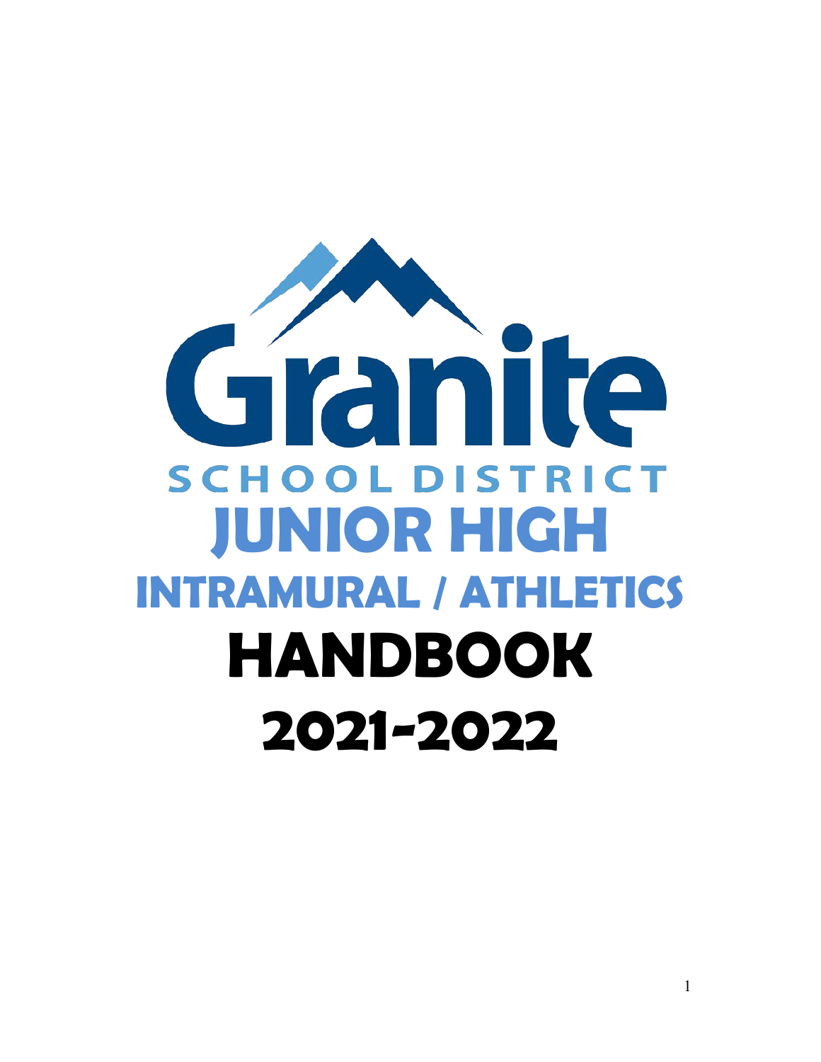# Granite

SCHOOL DISTRICT

# JUNIOR HIGH

## INTRAMURAL / ATHLETICS

# HANDBOOK

# 2021-2022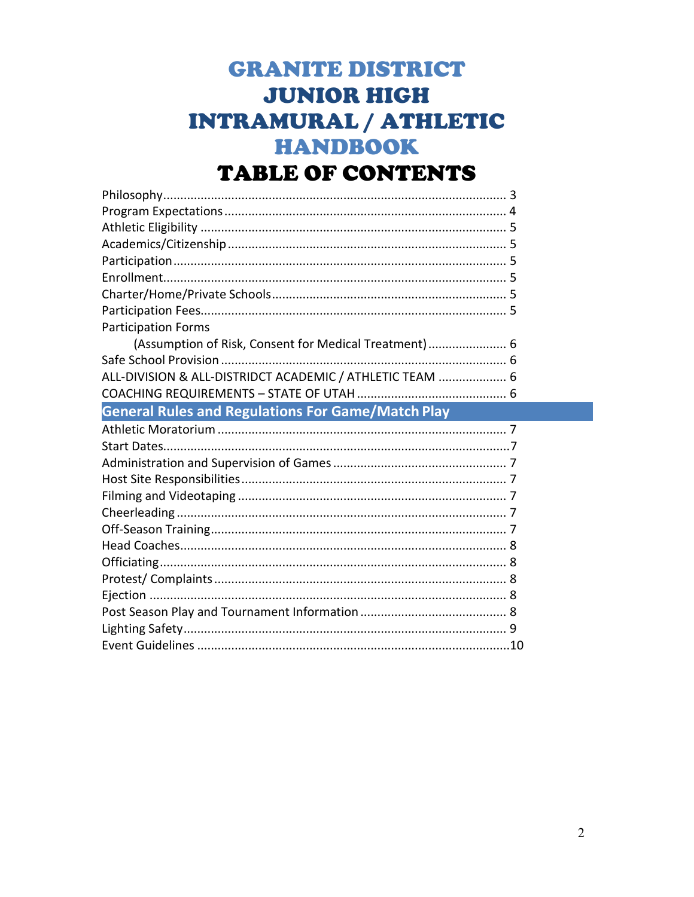# GRANITE DISTRICT JUNIOR HIGH INTRAMURAL / ATHLETIC HANDBOOK

# TABLE OF CONTENTS

Philosophy.................................................................................................. 3
Program Expectations................................................................................ 4
Athletic Eligibility ...................................................................................... 5
Academics/Citizenship................................................................................ 5
Participation................................................................................................ 5
Enrollment.................................................................................................. 5
Charter/Home/Private Schools.................................................................... 5
Participation Fees....................................................................................... 5
Participation Forms
 (Assumption of Risk, Consent for Medical Treatment)......................... 6
Safe School Provision ................................................................................. 6
ALL-DIVISION & ALL-DISTRIDCT ACADEMIC / ATHLETIC TEAM .................. 6
COACHING REQUIREMENTS – STATE OF UTAH ......................................... 6

## General Rules and Regulations For Game/Match Play

Athletic Moratorium .................................................................................. 7
Start Dates.................................................................................................. 7
Administration and Supervision of Games ................................................ 7
Host Site Responsibilities............................................................................ 7
Filming and Videotaping ............................................................................ 7
Cheerleading .............................................................................................. 7
Off-Season Training.................................................................................... 7
Head Coaches............................................................................................. 8
Officiating................................................................................................... 8
Protest/ Complaints ................................................................................... 8
Ejection ...................................................................................................... 8
Post Season Play and Tournament Information .......................................... 8
Lighting Safety............................................................................................ 9
Event Guidelines ........................................................................................ 10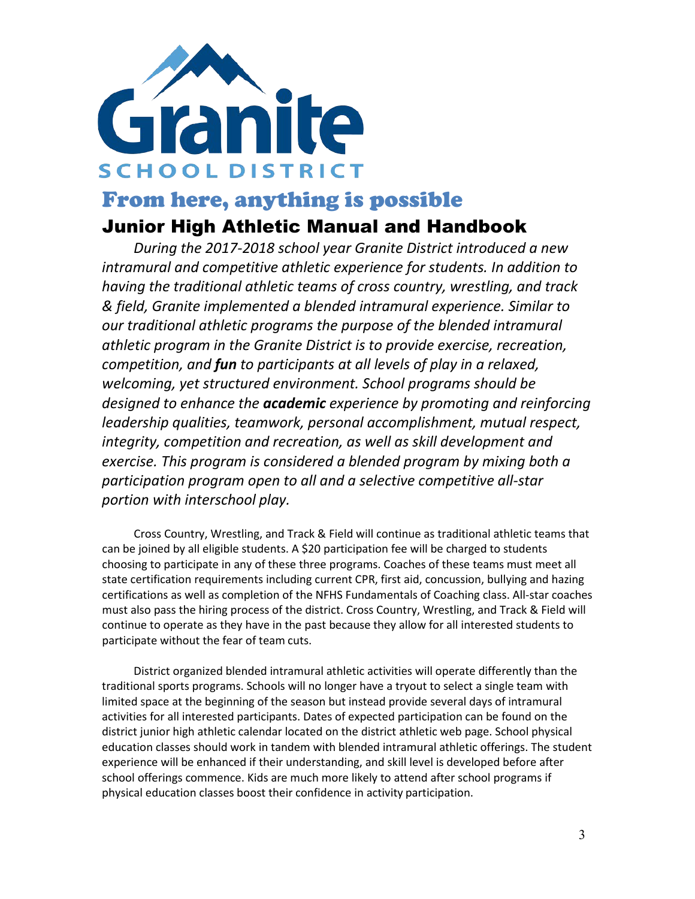Granite

SCHOOL DISTRICT

# From here, anything is possible

## Junior High Athletic Manual and Handbook

*During the 2017-2018 school year Granite District introduced a new intramural and competitive athletic experience for students. In addition to having the traditional athletic teams of cross country, wrestling, and track & field, Granite implemented a blended intramural experience. Similar to our traditional athletic programs the purpose of the blended intramural athletic program in the Granite District is to provide exercise, recreation, competition, and* ***fun*** *to participants at all levels of play in a relaxed, welcoming, yet structured environment. School programs should be designed to enhance the* ***academic*** *experience by promoting and reinforcing leadership qualities, teamwork, personal accomplishment, mutual respect, integrity, competition and recreation, as well as skill development and exercise. This program is considered a blended program by mixing both a participation program open to all and a selective competitive all-star portion with interschool play.*

Cross Country, Wrestling, and Track & Field will continue as traditional athletic teams that can be joined by all eligible students. A $20 participation fee will be charged to students choosing to participate in any of these three programs. Coaches of these teams must meet all state certification requirements including current CPR, first aid, concussion, bullying and hazing certifications as well as completion of the NFHS Fundamentals of Coaching class. All-star coaches must also pass the hiring process of the district. Cross Country, Wrestling, and Track & Field will continue to operate as they have in the past because they allow for all interested students to participate without the fear of team cuts.

District organized blended intramural athletic activities will operate differently than the traditional sports programs. Schools will no longer have a tryout to select a single team with limited space at the beginning of the season but instead provide several days of intramural activities for all interested participants. Dates of expected participation can be found on the district junior high athletic calendar located on the district athletic web page. School physical education classes should work in tandem with blended intramural athletic offerings. The student experience will be enhanced if their understanding, and skill level is developed before after school offerings commence. Kids are much more likely to attend after school programs if physical education classes boost their confidence in activity participation.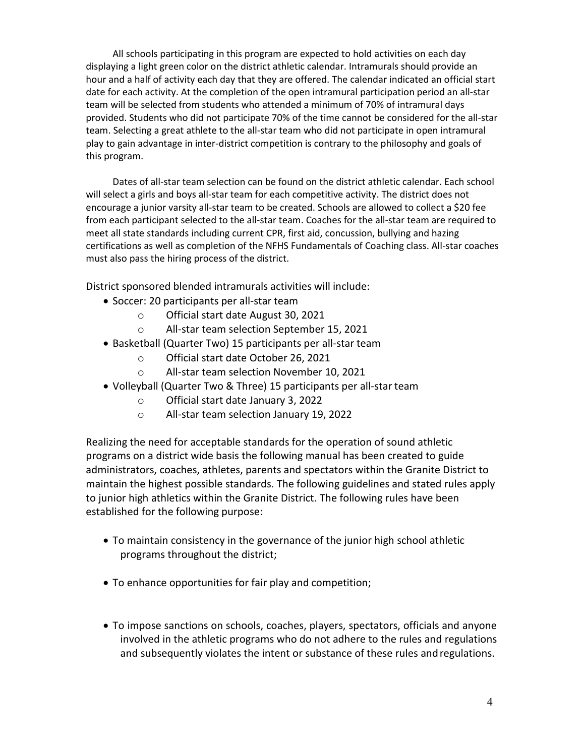All schools participating in this program are expected to hold activities on each day displaying a light green color on the district athletic calendar. Intramurals should provide an hour and a half of activity each day that they are offered. The calendar indicated an official start date for each activity. At the completion of the open intramural participation period an all-star team will be selected from students who attended a minimum of 70% of intramural days provided. Students who did not participate 70% of the time cannot be considered for the all-star team. Selecting a great athlete to the all-star team who did not participate in open intramural play to gain advantage in inter-district competition is contrary to the philosophy and goals of this program.

Dates of all-star team selection can be found on the district athletic calendar. Each school will select a girls and boys all-star team for each competitive activity. The district does not encourage a junior varsity all-star team to be created. Schools are allowed to collect a $20 fee from each participant selected to the all-star team. Coaches for the all-star team are required to meet all state standards including current CPR, first aid, concussion, bullying and hazing certifications as well as completion of the NFHS Fundamentals of Coaching class. All-star coaches must also pass the hiring process of the district.

District sponsored blended intramurals activities will include:

- Soccer: 20 participants per all-star team
  - Official start date August 30, 2021
  - All-star team selection September 15, 2021
- Basketball (Quarter Two) 15 participants per all-star team
  - Official start date October 26, 2021
  - All-star team selection November 10, 2021
- Volleyball (Quarter Two & Three) 15 participants per all-star team
  - Official start date January 3, 2022
  - All-star team selection January 19, 2022

Realizing the need for acceptable standards for the operation of sound athletic programs on a district wide basis the following manual has been created to guide administrators, coaches, athletes, parents and spectators within the Granite District to maintain the highest possible standards. The following guidelines and stated rules apply to junior high athletics within the Granite District. The following rules have been established for the following purpose:

- To maintain consistency in the governance of the junior high school athletic programs throughout the district;
- To enhance opportunities for fair play and competition;
- To impose sanctions on schools, coaches, players, spectators, officials and anyone involved in the athletic programs who do not adhere to the rules and regulations and subsequently violates the intent or substance of these rules and regulations.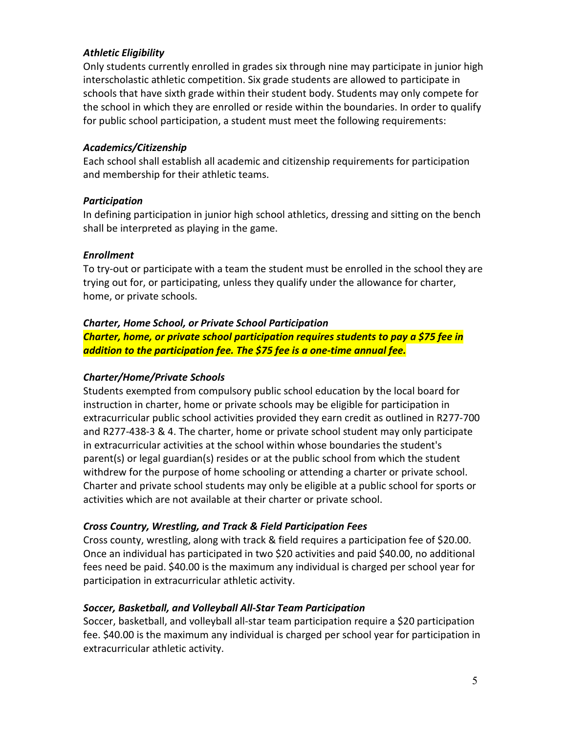### *Athletic Eligibility*

Only students currently enrolled in grades six through nine may participate in junior high interscholastic athletic competition. Six grade students are allowed to participate in schools that have sixth grade within their student body. Students may only compete for the school in which they are enrolled or reside within the boundaries. In order to qualify for public school participation, a student must meet the following requirements:

### *Academics/Citizenship*

Each school shall establish all academic and citizenship requirements for participation and membership for their athletic teams.

### *Participation*

In defining participation in junior high school athletics, dressing and sitting on the bench shall be interpreted as playing in the game.

### *Enrollment*

To try-out or participate with a team the student must be enrolled in the school they are trying out for, or participating, unless they qualify under the allowance for charter, home, or private schools.

### *Charter, Home School, or Private School Participation*

***Charter, home, or private school participation requires students to pay a $75 fee in addition to the participation fee. The $75 fee is a one-time annual fee.***

### *Charter/Home/Private Schools*

Students exempted from compulsory public school education by the local board for instruction in charter, home or private schools may be eligible for participation in extracurricular public school activities provided they earn credit as outlined in R277-700 and R277-438-3 & 4. The charter, home or private school student may only participate in extracurricular activities at the school within whose boundaries the student's parent(s) or legal guardian(s) resides or at the public school from which the student withdrew for the purpose of home schooling or attending a charter or private school. Charter and private school students may only be eligible at a public school for sports or activities which are not available at their charter or private school.

### *Cross Country, Wrestling, and Track & Field Participation Fees*

Cross county, wrestling, along with track & field requires a participation fee of $20.00. Once an individual has participated in two $20 activities and paid $40.00, no additional fees need be paid. $40.00 is the maximum any individual is charged per school year for participation in extracurricular athletic activity.

### *Soccer, Basketball, and Volleyball All-Star Team Participation*

Soccer, basketball, and volleyball all-star team participation require a $20 participation fee. $40.00 is the maximum any individual is charged per school year for participation in extracurricular athletic activity.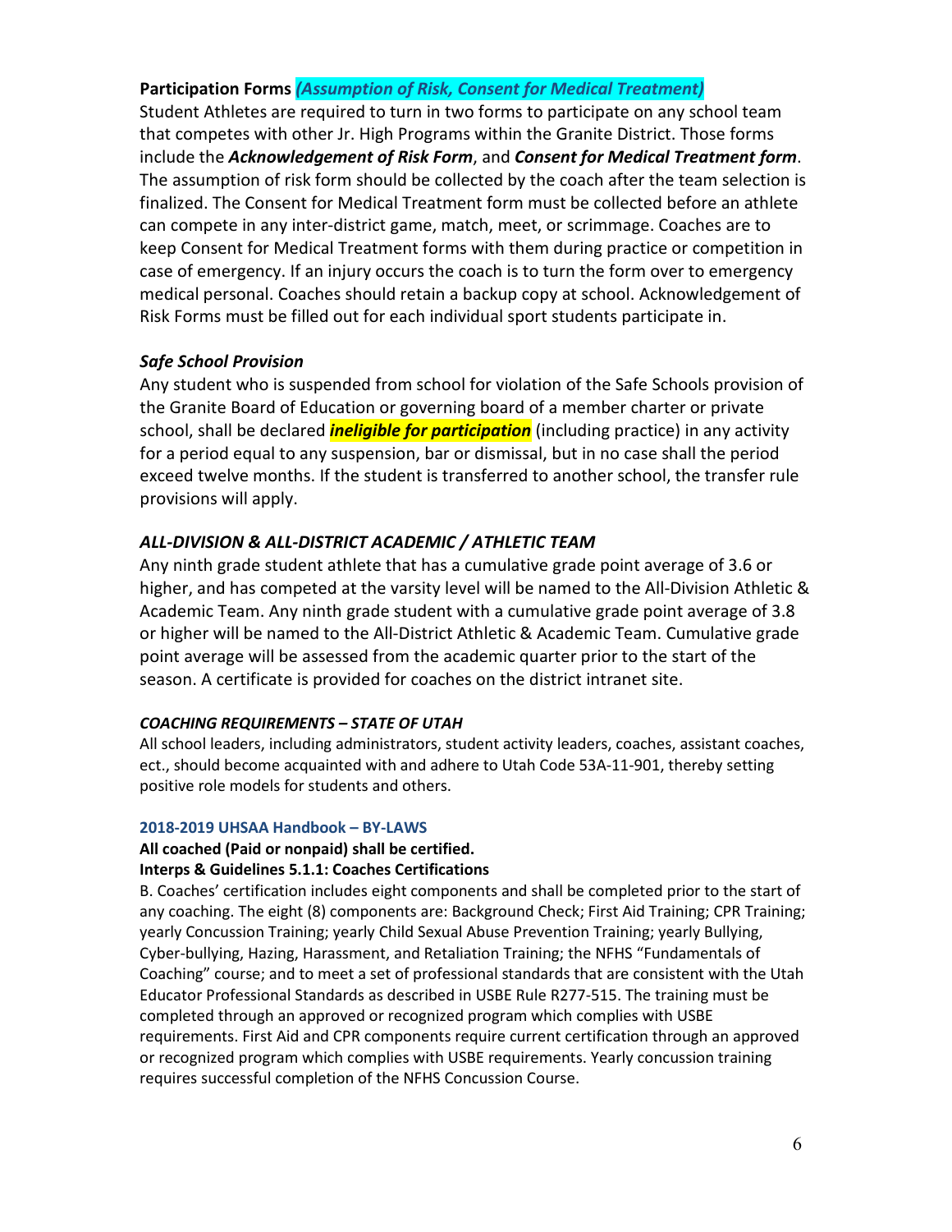**Participation Forms** ***(Assumption of Risk, Consent for Medical Treatment)***

Student Athletes are required to turn in two forms to participate on any school team that competes with other Jr. High Programs within the Granite District. Those forms include the ***Acknowledgement of Risk Form***, and ***Consent for Medical Treatment form***. The assumption of risk form should be collected by the coach after the team selection is finalized. The Consent for Medical Treatment form must be collected before an athlete can compete in any inter-district game, match, meet, or scrimmage. Coaches are to keep Consent for Medical Treatment forms with them during practice or competition in case of emergency. If an injury occurs the coach is to turn the form over to emergency medical personal. Coaches should retain a backup copy at school. Acknowledgement of Risk Forms must be filled out for each individual sport students participate in.

### *Safe School Provision*

Any student who is suspended from school for violation of the Safe Schools provision of the Granite Board of Education or governing board of a member charter or private school, shall be declared ***ineligible for participation*** (including practice) in any activity for a period equal to any suspension, bar or dismissal, but in no case shall the period exceed twelve months. If the student is transferred to another school, the transfer rule provisions will apply.

### *ALL-DIVISION & ALL-DISTRICT ACADEMIC / ATHLETIC TEAM*

Any ninth grade student athlete that has a cumulative grade point average of 3.6 or higher, and has competed at the varsity level will be named to the All-Division Athletic & Academic Team. Any ninth grade student with a cumulative grade point average of 3.8 or higher will be named to the All-District Athletic & Academic Team. Cumulative grade point average will be assessed from the academic quarter prior to the start of the season. A certificate is provided for coaches on the district intranet site.

#### *COACHING REQUIREMENTS – STATE OF UTAH*

All school leaders, including administrators, student activity leaders, coaches, assistant coaches, ect., should become acquainted with and adhere to Utah Code 53A-11-901, thereby setting positive role models for students and others.

#### 2018-2019 UHSAA Handbook – BY-LAWS

**All coached (Paid or nonpaid) shall be certified.**

**Interps & Guidelines 5.1.1: Coaches Certifications**

B. Coaches' certification includes eight components and shall be completed prior to the start of any coaching. The eight (8) components are: Background Check; First Aid Training; CPR Training; yearly Concussion Training; yearly Child Sexual Abuse Prevention Training; yearly Bullying, Cyber-bullying, Hazing, Harassment, and Retaliation Training; the NFHS "Fundamentals of Coaching" course; and to meet a set of professional standards that are consistent with the Utah Educator Professional Standards as described in USBE Rule R277-515. The training must be completed through an approved or recognized program which complies with USBE requirements. First Aid and CPR components require current certification through an approved or recognized program which complies with USBE requirements. Yearly concussion training requires successful completion of the NFHS Concussion Course.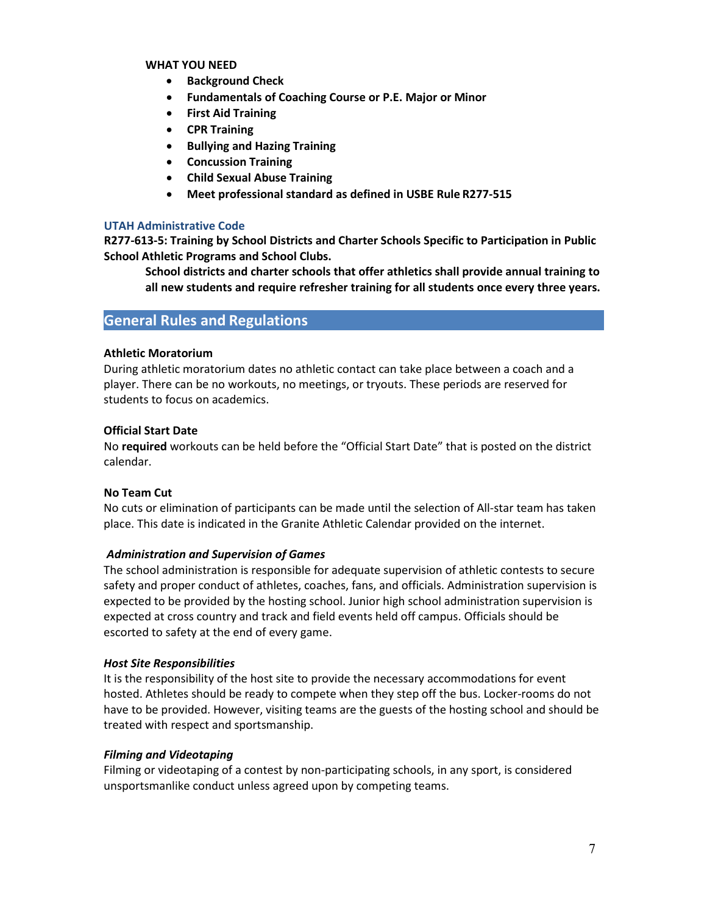**WHAT YOU NEED**

- **Background Check**
- **Fundamentals of Coaching Course or P.E. Major or Minor**
- **First Aid Training**
- **CPR Training**
- **Bullying and Hazing Training**
- **Concussion Training**
- **Child Sexual Abuse Training**
- **Meet professional standard as defined in USBE Rule R277-515**

### UTAH Administrative Code

**R277-613-5: Training by School Districts and Charter Schools Specific to Participation in Public School Athletic Programs and School Clubs.**

> **School districts and charter schools that offer athletics shall provide annual training to all new students and require refresher training for all students once every three years.**

## General Rules and Regulations

**Athletic Moratorium**

During athletic moratorium dates no athletic contact can take place between a coach and a player. There can be no workouts, no meetings, or tryouts. These periods are reserved for students to focus on academics.

**Official Start Date**

No **required** workouts can be held before the "Official Start Date" that is posted on the district calendar.

**No Team Cut**

No cuts or elimination of participants can be made until the selection of All-star team has taken place. This date is indicated in the Granite Athletic Calendar provided on the internet.

***Administration and Supervision of Games***

The school administration is responsible for adequate supervision of athletic contests to secure safety and proper conduct of athletes, coaches, fans, and officials. Administration supervision is expected to be provided by the hosting school. Junior high school administration supervision is expected at cross country and track and field events held off campus. Officials should be escorted to safety at the end of every game.

***Host Site Responsibilities***

It is the responsibility of the host site to provide the necessary accommodations for event hosted. Athletes should be ready to compete when they step off the bus. Locker-rooms do not have to be provided. However, visiting teams are the guests of the hosting school and should be treated with respect and sportsmanship.

***Filming and Videotaping***

Filming or videotaping of a contest by non-participating schools, in any sport, is considered unsportsmanlike conduct unless agreed upon by competing teams.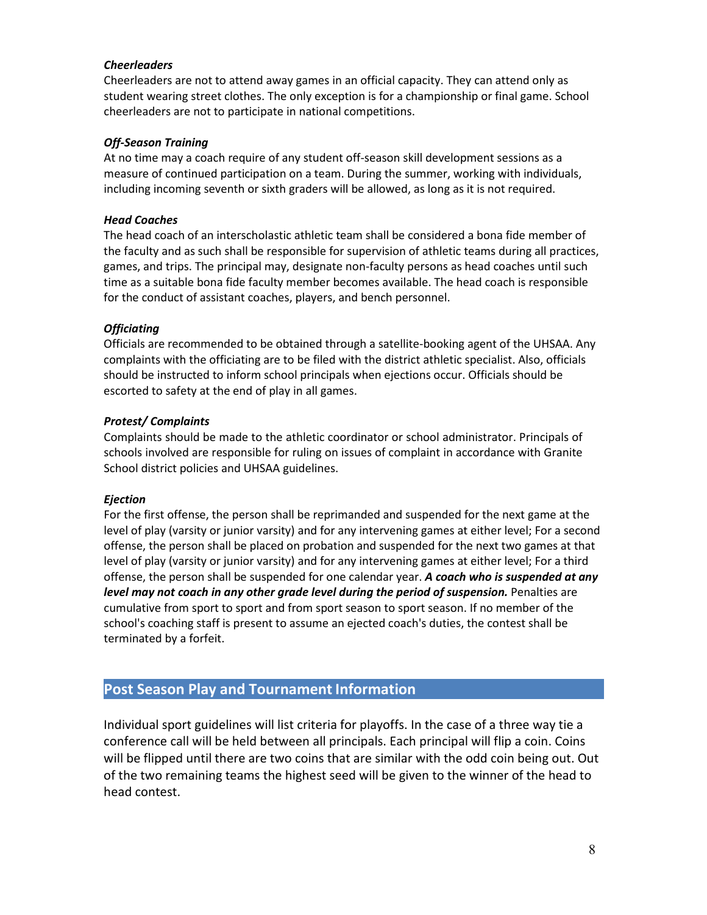***Cheerleaders***

Cheerleaders are not to attend away games in an official capacity. They can attend only as student wearing street clothes. The only exception is for a championship or final game. School cheerleaders are not to participate in national competitions.

***Off-Season Training***

At no time may a coach require of any student off-season skill development sessions as a measure of continued participation on a team. During the summer, working with individuals, including incoming seventh or sixth graders will be allowed, as long as it is not required.

***Head Coaches***

The head coach of an interscholastic athletic team shall be considered a bona fide member of the faculty and as such shall be responsible for supervision of athletic teams during all practices, games, and trips. The principal may, designate non-faculty persons as head coaches until such time as a suitable bona fide faculty member becomes available. The head coach is responsible for the conduct of assistant coaches, players, and bench personnel.

***Officiating***

Officials are recommended to be obtained through a satellite-booking agent of the UHSAA. Any complaints with the officiating are to be filed with the district athletic specialist. Also, officials should be instructed to inform school principals when ejections occur. Officials should be escorted to safety at the end of play in all games.

***Protest/ Complaints***

Complaints should be made to the athletic coordinator or school administrator. Principals of schools involved are responsible for ruling on issues of complaint in accordance with Granite School district policies and UHSAA guidelines.

***Ejection***

For the first offense, the person shall be reprimanded and suspended for the next game at the level of play (varsity or junior varsity) and for any intervening games at either level; For a second offense, the person shall be placed on probation and suspended for the next two games at that level of play (varsity or junior varsity) and for any intervening games at either level; For a third offense, the person shall be suspended for one calendar year. ***A coach who is suspended at any level may not coach in any other grade level during the period of suspension.*** Penalties are cumulative from sport to sport and from sport season to sport season. If no member of the school's coaching staff is present to assume an ejected coach's duties, the contest shall be terminated by a forfeit.

## Post Season Play and Tournament Information

Individual sport guidelines will list criteria for playoffs. In the case of a three way tie a conference call will be held between all principals. Each principal will flip a coin. Coins will be flipped until there are two coins that are similar with the odd coin being out. Out of the two remaining teams the highest seed will be given to the winner of the head to head contest.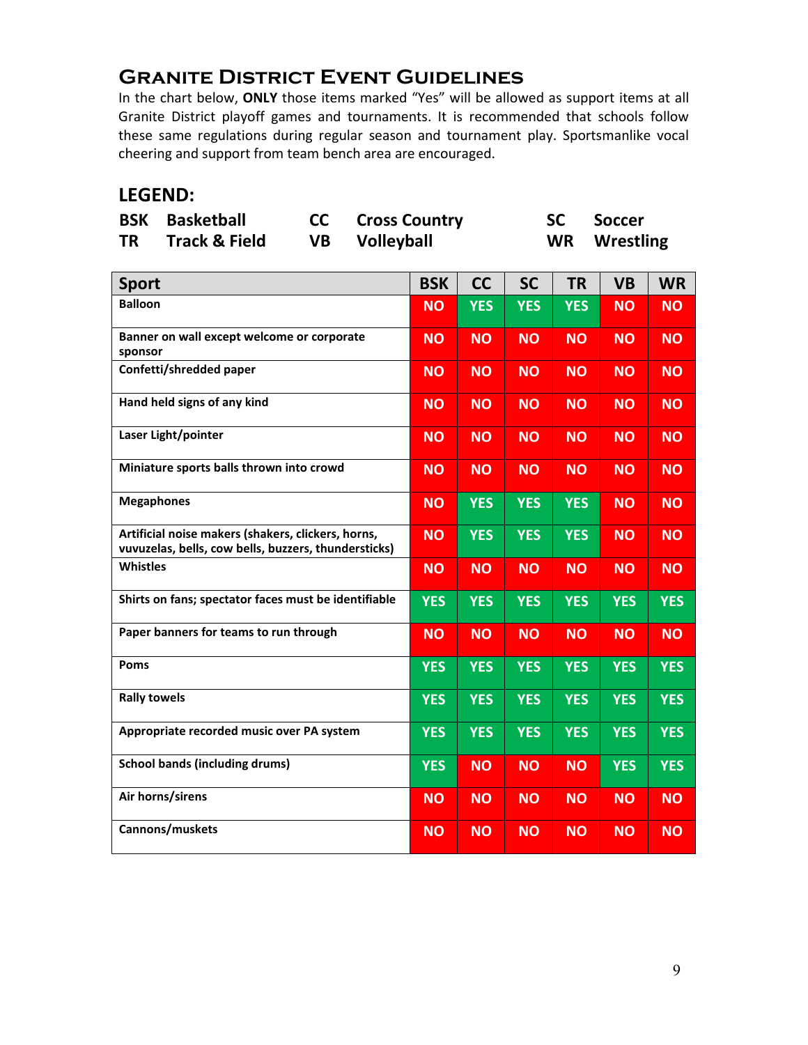## Granite District Event Guidelines

In the chart below, **ONLY** those items marked "Yes" will be allowed as support items at all Granite District playoff games and tournaments. It is recommended that schools follow these same regulations during regular season and tournament play. Sportsmanlike vocal cheering and support from team bench area are encouraged.

### LEGEND:

**BSK** Basketball  
**CC** Cross Country  
**SC** Soccer  
**TR** Track & Field  
**VB** Volleyball  
**WR** Wrestling

| Sport | BSK | CC | SC | TR | VB | WR |
|---|---|---|---|---|---|---|
| **Balloon** | NO | YES | YES | YES | NO | NO |
| **Banner on wall except welcome or corporate sponsor** | NO | NO | NO | NO | NO | NO |
| **Confetti/shredded paper** | NO | NO | NO | NO | NO | NO |
| **Hand held signs of any kind** | NO | NO | NO | NO | NO | NO |
| **Laser Light/pointer** | NO | NO | NO | NO | NO | NO |
| **Miniature sports balls thrown into crowd** | NO | NO | NO | NO | NO | NO |
| **Megaphones** | NO | YES | YES | YES | NO | NO |
| **Artificial noise makers (shakers, clickers, horns, vuvuzelas, bells, cow bells, buzzers, thundersticks)** | NO | YES | YES | YES | NO | NO |
| **Whistles** | NO | NO | NO | NO | NO | NO |
| **Shirts on fans; spectator faces must be identifiable** | YES | YES | YES | YES | YES | YES |
| **Paper banners for teams to run through** | NO | NO | NO | NO | NO | NO |
| **Poms** | YES | YES | YES | YES | YES | YES |
| **Rally towels** | YES | YES | YES | YES | YES | YES |
| **Appropriate recorded music over PA system** | YES | YES | YES | YES | YES | YES |
| **School bands (including drums)** | YES | NO | NO | NO | YES | YES |
| **Air horns/sirens** | NO | NO | NO | NO | NO | NO |
| **Cannons/muskets** | NO | NO | NO | NO | NO | NO |